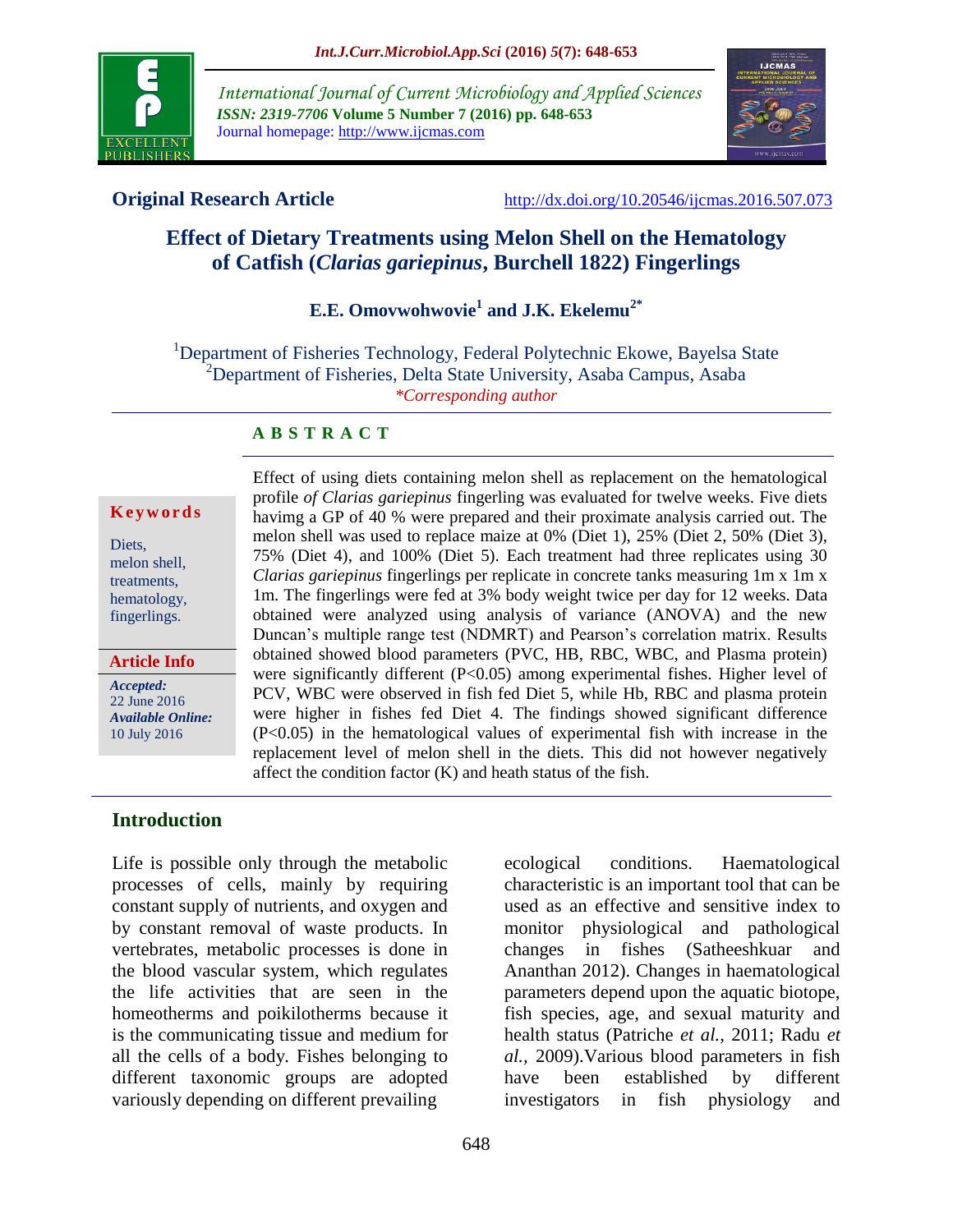**Original Research Article**

http://dx.doi.org/10.20546/ijcmas.2016.507.073

# Effect of Dietary Treatments using Melon Shell on the Hematology of Catfish (*Clarias gariepinus*, Burchell 1822) Fingerlings

**E.E. Omovwohwovie[1] and J.K. Ekelemu[2*]**

[1]Department of Fisheries Technology, Federal Polytechnic Ekowe, Bayelsa State
[2]Department of Fisheries, Delta State University, Asaba Campus, Asaba
*\*Corresponding author*

## ABSTRACT

**Keywords**

Diets, melon shell, treatments, hematology, fingerlings.

**Article Info**

*Accepted:* 22 June 2016
*Available Online:* 10 July 2016

Effect of using diets containing melon shell as replacement on the hematological profile *of Clarias gariepinus* fingerling was evaluated for twelve weeks. Five diets havimg a GP of 40 % were prepared and their proximate analysis carried out. The melon shell was used to replace maize at 0% (Diet 1), 25% (Diet 2, 50% (Diet 3), 75% (Diet 4), and 100% (Diet 5). Each treatment had three replicates using 30 *Clarias gariepinus* fingerlings per replicate in concrete tanks measuring 1m x 1m x 1m. The fingerlings were fed at 3% body weight twice per day for 12 weeks. Data obtained were analyzed using analysis of variance (ANOVA) and the new Duncan's multiple range test (NDMRT) and Pearson's correlation matrix. Results obtained showed blood parameters (PVC, HB, RBC, WBC, and Plasma protein) were significantly different (P<0.05) among experimental fishes. Higher level of PCV, WBC were observed in fish fed Diet 5, while Hb, RBC and plasma protein were higher in fishes fed Diet 4. The findings showed significant difference (P<0.05) in the hematological values of experimental fish with increase in the replacement level of melon shell in the diets. This did not however negatively affect the condition factor (K) and heath status of the fish.

## Introduction

Life is possible only through the metabolic processes of cells, mainly by requiring constant supply of nutrients, and oxygen and by constant removal of waste products. In vertebrates, metabolic processes is done in the blood vascular system, which regulates the life activities that are seen in the homeotherms and poikilotherms because it is the communicating tissue and medium for all the cells of a body. Fishes belonging to different taxonomic groups are adopted variously depending on different prevailing ecological conditions. Haematological characteristic is an important tool that can be used as an effective and sensitive index to monitor physiological and pathological changes in fishes (Satheeshkuar and Ananthan 2012). Changes in haematological parameters depend upon the aquatic biotope, fish species, age, and sexual maturity and health status (Patriche *et al.,* 2011; Radu *et al.,* 2009).Various blood parameters in fish have been established by different investigators in fish physiology and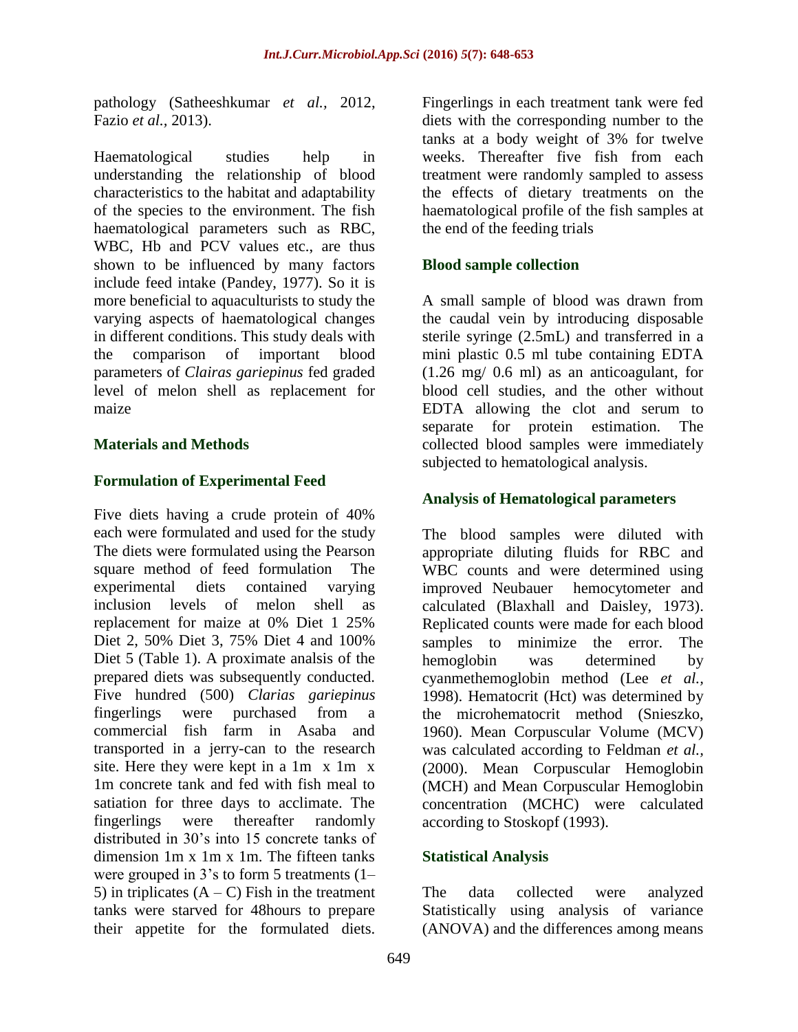pathology (Satheeshkumar *et al.,* 2012, Fazio *et al*., 2013).

Haematological studies help in understanding the relationship of blood characteristics to the habitat and adaptability of the species to the environment. The fish haematological parameters such as RBC, WBC, Hb and PCV values etc., are thus shown to be influenced by many factors include feed intake (Pandey, 1977). So it is more beneficial to aquaculturists to study the varying aspects of haematological changes in different conditions. This study deals with the comparison of important blood parameters of *Clairas gariepinus* fed graded level of melon shell as replacement for maize

## Materials and Methods

### Formulation of Experimental Feed

Five diets having a crude protein of 40% each were formulated and used for the study The diets were formulated using the Pearson square method of feed formulation The experimental diets contained varying inclusion levels of melon shell as replacement for maize at 0% Diet 1 25% Diet 2, 50% Diet 3, 75% Diet 4 and 100% Diet 5 (Table 1). A proximate analsis of the prepared diets was subsequently conducted. Five hundred (500) *Clarias gariepinus* fingerlings were purchased from a commercial fish farm in Asaba and transported in a jerry-can to the research site. Here they were kept in a 1m x 1m x 1m concrete tank and fed with fish meal to satiation for three days to acclimate. The fingerlings were thereafter randomly distributed in 30's into 15 concrete tanks of dimension 1m x 1m x 1m. The fifteen tanks were grouped in 3's to form 5 treatments (1–5) in triplicates (A – C) Fish in the treatment tanks were starved for 48hours to prepare their appetite for the formulated diets. Fingerlings in each treatment tank were fed diets with the corresponding number to the tanks at a body weight of 3% for twelve weeks. Thereafter five fish from each treatment were randomly sampled to assess the effects of dietary treatments on the haematological profile of the fish samples at the end of the feeding trials

### Blood sample collection

A small sample of blood was drawn from the caudal vein by introducing disposable sterile syringe (2.5mL) and transferred in a mini plastic 0.5 ml tube containing EDTA (1.26 mg/ 0.6 ml) as an anticoagulant, for blood cell studies, and the other without EDTA allowing the clot and serum to separate for protein estimation. The collected blood samples were immediately subjected to hematological analysis.

### Analysis of Hematological parameters

The blood samples were diluted with appropriate diluting fluids for RBC and WBC counts and were determined using improved Neubauer hemocytometer and calculated (Blaxhall and Daisley, 1973). Replicated counts were made for each blood samples to minimize the error. The hemoglobin was determined by cyanmethemoglobin method (Lee *et al.,* 1998). Hematocrit (Hct) was determined by the microhematocrit method (Snieszko, 1960). Mean Corpuscular Volume (MCV) was calculated according to Feldman *et al.,* (2000). Mean Corpuscular Hemoglobin (MCH) and Mean Corpuscular Hemoglobin concentration (MCHC) were calculated according to Stoskopf (1993).

### Statistical Analysis

The data collected were analyzed Statistically using analysis of variance (ANOVA) and the differences among means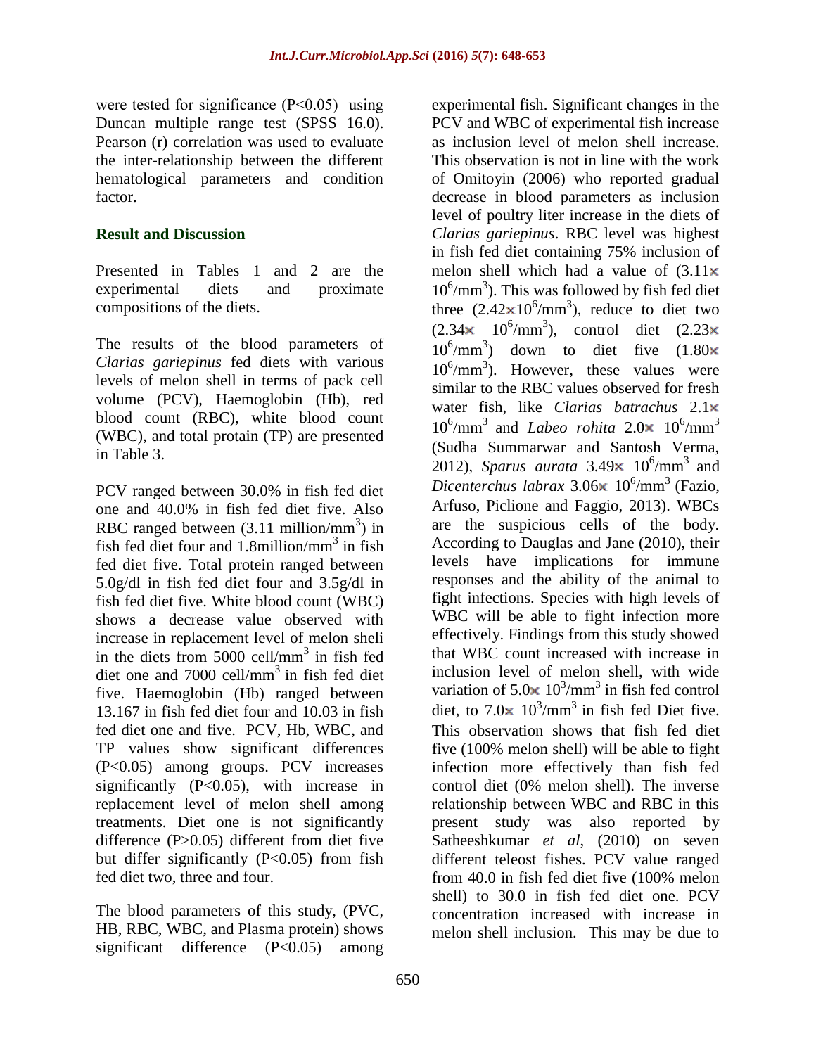were tested for significance ($P<0.05$) using Duncan multiple range test (SPSS 16.0). Pearson (r) correlation was used to evaluate the inter-relationship between the different hematological parameters and condition factor.

## Result and Discussion

Presented in Tables 1 and 2 are the experimental diets and proximate compositions of the diets.

The results of the blood parameters of *Clarias gariepinus* fed diets with various levels of melon shell in terms of pack cell volume (PCV), Haemoglobin (Hb), red blood count (RBC), white blood count (WBC), and total protain (TP) are presented in Table 3.

PCV ranged between 30.0% in fish fed diet one and 40.0% in fish fed diet five. Also RBC ranged between (3.11 million/$mm^3$) in fish fed diet four and 1.8million/$mm^3$ in fish fed diet five. Total protein ranged between 5.0g/dl in fish fed diet four and 3.5g/dl in fish fed diet five. White blood count (WBC) shows a decrease value observed with increase in replacement level of melon sheli in the diets from 5000 cell/$mm^3$ in fish fed diet one and 7000 cell/$mm^3$ in fish fed diet five. Haemoglobin (Hb) ranged between 13.167 in fish fed diet four and 10.03 in fish fed diet one and five. PCV, Hb, WBC, and TP values show significant differences ($P<0.05$) among groups. PCV increases significantly ($P<0.05$), with increase in replacement level of melon shell among treatments. Diet one is not significantly difference ($P>0.05$) different from diet five but differ significantly ($P<0.05$) from fish fed diet two, three and four.

The blood parameters of this study, (PVC, HB, RBC, WBC, and Plasma protein) shows significant difference ($P<0.05$) among experimental fish. Significant changes in the PCV and WBC of experimental fish increase as inclusion level of melon shell increase. This observation is not in line with the work of Omitoyin (2006) who reported gradual decrease in blood parameters as inclusion level of poultry liter increase in the diets of *Clarias gariepinus*. RBC level was highest in fish fed diet containing 75% inclusion of melon shell which had a value of ($3.11\times 10^6$/$mm^3$). This was followed by fish fed diet three ($2.42\times10^6$/$mm^3$), reduce to diet two ($2.34\times 10^6$/$mm^3$), control diet ($2.23\times 10^6$/$mm^3$) down to diet five ($1.80\times 10^6$/$mm^3$). However, these values were similar to the RBC values observed for fresh water fish, like *Clarias batrachus* $2.1\times 10^6$/$mm^3$ and *Labeo rohita* $2.0\times 10^6$/$mm^3$ (Sudha Summarwar and Santosh Verma, 2012), *Sparus aurata* $3.49\times 10^6$/$mm^3$ and *Dicenterchus labrax* $3.06\times 10^6$/$mm^3$ (Fazio, Arfuso, Piclione and Faggio, 2013). WBCs are the suspicious cells of the body. According to Dauglas and Jane (2010), their levels have implications for immune responses and the ability of the animal to fight infections. Species with high levels of WBC will be able to fight infection more effectively. Findings from this study showed that WBC count increased with increase in inclusion level of melon shell, with wide variation of $5.0\times 10^3$/$mm^3$ in fish fed control diet, to $7.0\times 10^3$/$mm^3$ in fish fed Diet five. This observation shows that fish fed diet five (100% melon shell) will be able to fight infection more effectively than fish fed control diet (0% melon shell). The inverse relationship between WBC and RBC in this present study was also reported by Satheeshkumar *et al*, (2010) on seven different teleost fishes. PCV value ranged from 40.0 in fish fed diet five (100% melon shell) to 30.0 in fish fed diet one. PCV concentration increased with increase in melon shell inclusion. This may be due to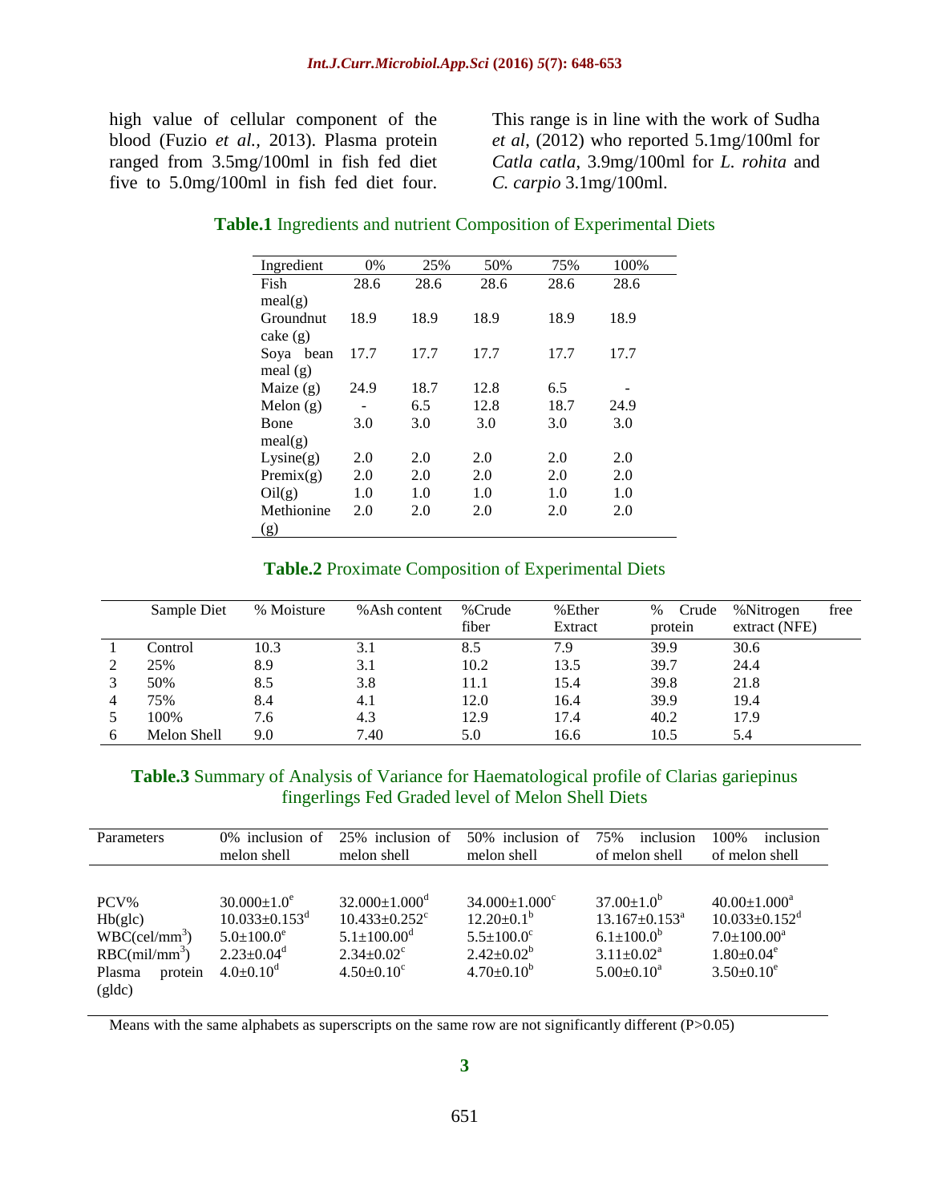high value of cellular component of the blood (Fuzio *et al.,* 2013). Plasma protein ranged from 3.5mg/100ml in fish fed diet five to 5.0mg/100ml in fish fed diet four. This range is in line with the work of Sudha *et al,* (2012) who reported 5.1mg/100ml for *Catla catla*, 3.9mg/100ml for *L. rohita* and *C. carpio* 3.1mg/100ml.

**Table.1** Ingredients and nutrient Composition of Experimental Diets

| Ingredient | 0% | 25% | 50% | 75% | 100% |
|---|---|---|---|---|---|
| Fish meal(g) | 28.6 | 28.6 | 28.6 | 28.6 | 28.6 |
| Groundnut cake (g) | 18.9 | 18.9 | 18.9 | 18.9 | 18.9 |
| Soya bean meal (g) | 17.7 | 17.7 | 17.7 | 17.7 | 17.7 |
| Maize (g) | 24.9 | 18.7 | 12.8 | 6.5 | - |
| Melon (g) | - | 6.5 | 12.8 | 18.7 | 24.9 |
| Bone meal(g) | 3.0 | 3.0 | 3.0 | 3.0 | 3.0 |
| Lysine(g) | 2.0 | 2.0 | 2.0 | 2.0 | 2.0 |
| Premix(g) | 2.0 | 2.0 | 2.0 | 2.0 | 2.0 |
| Oil(g) | 1.0 | 1.0 | 1.0 | 1.0 | 1.0 |
| Methionine (g) | 2.0 | 2.0 | 2.0 | 2.0 | 2.0 |

**Table.2** Proximate Composition of Experimental Diets

| | Sample Diet | % Moisture | %Ash content | %Crude fiber | %Ether Extract | % Crude protein | %Nitrogen free extract (NFE) |
|---|---|---|---|---|---|---|---|
| 1 | Control | 10.3 | 3.1 | 8.5 | 7.9 | 39.9 | 30.6 |
| 2 | 25% | 8.9 | 3.1 | 10.2 | 13.5 | 39.7 | 24.4 |
| 3 | 50% | 8.5 | 3.8 | 11.1 | 15.4 | 39.8 | 21.8 |
| 4 | 75% | 8.4 | 4.1 | 12.0 | 16.4 | 39.9 | 19.4 |
| 5 | 100% | 7.6 | 4.3 | 12.9 | 17.4 | 40.2 | 17.9 |
| 6 | Melon Shell | 9.0 | 7.40 | 5.0 | 16.6 | 10.5 | 5.4 |

**Table.3** Summary of Analysis of Variance for Haematological profile of Clarias gariepinus fingerlings Fed Graded level of Melon Shell Diets

| Parameters | 0% inclusion of melon shell | 25% inclusion of melon shell | 50% inclusion of melon shell | 75% inclusion of melon shell | 100% inclusion of melon shell |
|---|---|---|---|---|---|
| PCV% | $30.000\pm1.0^{e}$ | $32.000\pm1.000^{d}$ | $34.000\pm1.000^{c}$ | $37.00\pm1.0^{b}$ | $40.00\pm1.000^{a}$ |
| Hb(glc) | $10.033\pm0.153^{d}$ | $10.433\pm0.252^{c}$ | $12.20\pm0.1^{b}$ | $13.167\pm0.153^{a}$ | $10.033\pm0.152^{d}$ |
| WBC(cel/mm$^3$) | $5.0\pm100.0^{e}$ | $5.1\pm100.00^{d}$ | $5.5\pm100.0^{c}$ | $6.1\pm100.0^{b}$ | $7.0\pm100.00^{a}$ |
| RBC(mil/mm$^3$) | $2.23\pm0.04^{d}$ | $2.34\pm0.02^{c}$ | $2.42\pm0.02^{b}$ | $3.11\pm0.02^{a}$ | $1.80\pm0.04^{e}$ |
| Plasma protein (gldc) | $4.0\pm0.10^{d}$ | $4.50\pm0.10^{c}$ | $4.70\pm0.10^{b}$ | $5.00\pm0.10^{a}$ | $3.50\pm0.10^{e}$ |

Means with the same alphabets as superscripts on the same row are not significantly different (P>0.05)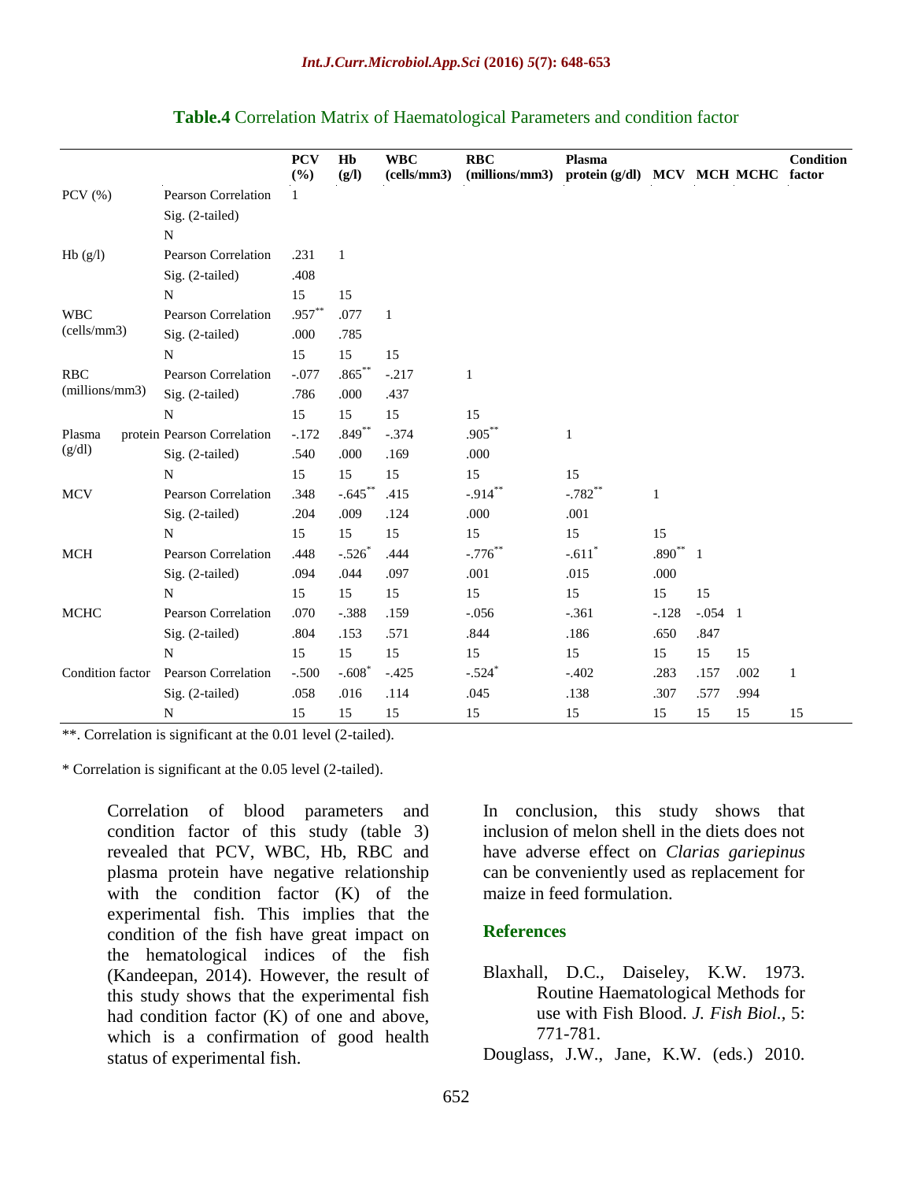**Table.4** Correlation Matrix of Haematological Parameters and condition factor

| | | PCV (%) | Hb (g/l) | WBC (cells/mm3) | RBC (millions/mm3) | Plasma protein (g/dl) | MCV | MCH | MCHC | Condition factor |
|---|---|---|---|---|---|---|---|---|---|---|
| PCV (%) | Pearson Correlation | 1 | | | | | | | | |
| | Sig. (2-tailed) | | | | | | | | | |
| | N | | | | | | | | | |
| Hb (g/l) | Pearson Correlation | .231 | 1 | | | | | | | |
| | Sig. (2-tailed) | .408 | | | | | | | | |
| | N | 15 | 15 | | | | | | | |
| WBC (cells/mm3) | Pearson Correlation | .957** | .077 | 1 | | | | | | |
| | Sig. (2-tailed) | .000 | .785 | | | | | | | |
| | N | 15 | 15 | 15 | | | | | | |
| RBC (millions/mm3) | Pearson Correlation | -.077 | .865** | -.217 | 1 | | | | | |
| | Sig. (2-tailed) | .786 | .000 | .437 | | | | | | |
| | N | 15 | 15 | 15 | 15 | | | | | |
| Plasma protein (g/dl) | Pearson Correlation | -.172 | .849** | -.374 | .905** | 1 | | | | |
| | Sig. (2-tailed) | .540 | .000 | .169 | .000 | | | | | |
| | N | 15 | 15 | 15 | 15 | 15 | | | | |
| MCV | Pearson Correlation | .348 | -.645** | .415 | -.914** | -.782** | 1 | | | |
| | Sig. (2-tailed) | .204 | .009 | .124 | .000 | .001 | | | | |
| | N | 15 | 15 | 15 | 15 | 15 | 15 | | | |
| MCH | Pearson Correlation | .448 | -.526* | .444 | -.776** | -.611* | .890** | 1 | | |
| | Sig. (2-tailed) | .094 | .044 | .097 | .001 | .015 | .000 | | | |
| | N | 15 | 15 | 15 | 15 | 15 | 15 | 15 | | |
| MCHC | Pearson Correlation | .070 | -.388 | .159 | -.056 | -.361 | -.128 | -.054 | 1 | |
| | Sig. (2-tailed) | .804 | .153 | .571 | .844 | .186 | .650 | .847 | | |
| | N | 15 | 15 | 15 | 15 | 15 | 15 | 15 | 15 | |
| Condition factor | Pearson Correlation | -.500 | -.608* | -.425 | -.524* | -.402 | .283 | .157 | .002 | 1 |
| | Sig. (2-tailed) | .058 | .016 | .114 | .045 | .138 | .307 | .577 | .994 | |
| | N | 15 | 15 | 15 | 15 | 15 | 15 | 15 | 15 | 15 |

**. Correlation is significant at the 0.01 level (2-tailed).

* Correlation is significant at the 0.05 level (2-tailed).

Correlation of blood parameters and condition factor of this study (table 3) revealed that PCV, WBC, Hb, RBC and plasma protein have negative relationship with the condition factor (K) of the experimental fish. This implies that the condition of the fish have great impact on the hematological indices of the fish (Kandeepan, 2014). However, the result of this study shows that the experimental fish had condition factor (K) of one and above, which is a confirmation of good health status of experimental fish.

In conclusion, this study shows that inclusion of melon shell in the diets does not have adverse effect on *Clarias gariepinus* can be conveniently used as replacement for maize in feed formulation.

## References

Blaxhall, D.C., Daiseley, K.W. 1973. Routine Haematological Methods for use with Fish Blood. *J. Fish Biol.*, 5: 771-781.

Douglass, J.W., Jane, K.W. (eds.) 2010.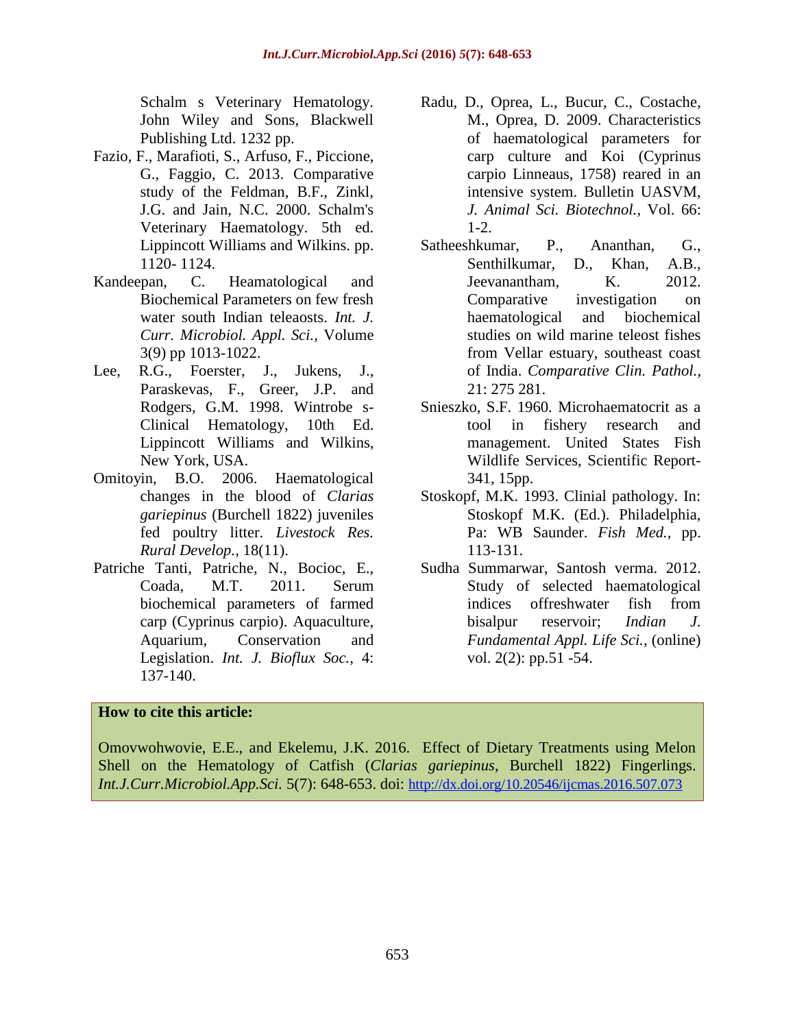Schalm s Veterinary Hematology. John Wiley and Sons, Blackwell Publishing Ltd. 1232 pp.

Fazio, F., Marafioti, S., Arfuso, F., Piccione, G., Faggio, C. 2013. Comparative study of the Feldman, B.F., Zinkl, J.G. and Jain, N.C. 2000. Schalm's Veterinary Haematology. 5th ed. Lippincott Williams and Wilkins. pp. 1120- 1124.

Kandeepan, C. Heamatological and Biochemical Parameters on few fresh water south Indian teleaosts. *Int. J. Curr. Microbiol. Appl. Sci.*, Volume 3(9) pp 1013-1022.

Lee, R.G., Foerster, J., Jukens, J., Paraskevas, F., Greer, J.P. and Rodgers, G.M. 1998. Wintrobe s- Clinical Hematology, 10th Ed. Lippincott Williams and Wilkins, New York, USA.

Omitoyin, B.O. 2006. Haematological changes in the blood of *Clarias gariepinus* (Burchell 1822) juveniles fed poultry litter. *Livestock Res. Rural Develop.*, 18(11).

Patriche Tanti, Patriche, N., Bocioc, E., Coada, M.T. 2011. Serum biochemical parameters of farmed carp (Cyprinus carpio). Aquaculture, Aquarium, Conservation and Legislation. *Int. J. Bioflux Soc.*, 4: 137-140.

Radu, D., Oprea, L., Bucur, C., Costache, M., Oprea, D. 2009. Characteristics of haematological parameters for carp culture and Koi (Cyprinus carpio Linneaus, 1758) reared in an intensive system. Bulletin UASVM, *J. Animal Sci. Biotechnol.*, Vol. 66: 1-2.

Satheeshkumar, P., Ananthan, G., Senthilkumar, D., Khan, A.B., Jeevanantham, K. 2012. Comparative investigation on haematological and biochemical studies on wild marine teleost fishes from Vellar estuary, southeast coast of India. *Comparative Clin. Pathol.*, 21: 275 281.

Snieszko, S.F. 1960. Microhaematocrit as a tool in fishery research and management. United States Fish Wildlife Services, Scientific Report-341, 15pp.

Stoskopf, M.K. 1993. Clinial pathology. In: Stoskopf M.K. (Ed.). Philadelphia, Pa: WB Saunder. *Fish Med.*, pp. 113-131.

Sudha Summarwar, Santosh verma. 2012. Study of selected haematological indices offreshwater fish from bisalpur reservoir; *Indian J. Fundamental Appl. Life Sci.*, (online) vol. 2(2): pp.51 -54.

**How to cite this article:**

Omovwohwovie, E.E., and Ekelemu, J.K. 2016. Effect of Dietary Treatments using Melon Shell on the Hematology of Catfish (*Clarias gariepinus*, Burchell 1822) Fingerlings. *Int.J.Curr.Microbiol.App.Sci.* 5(7): 648-653. doi: http://dx.doi.org/10.20546/ijcmas.2016.507.073